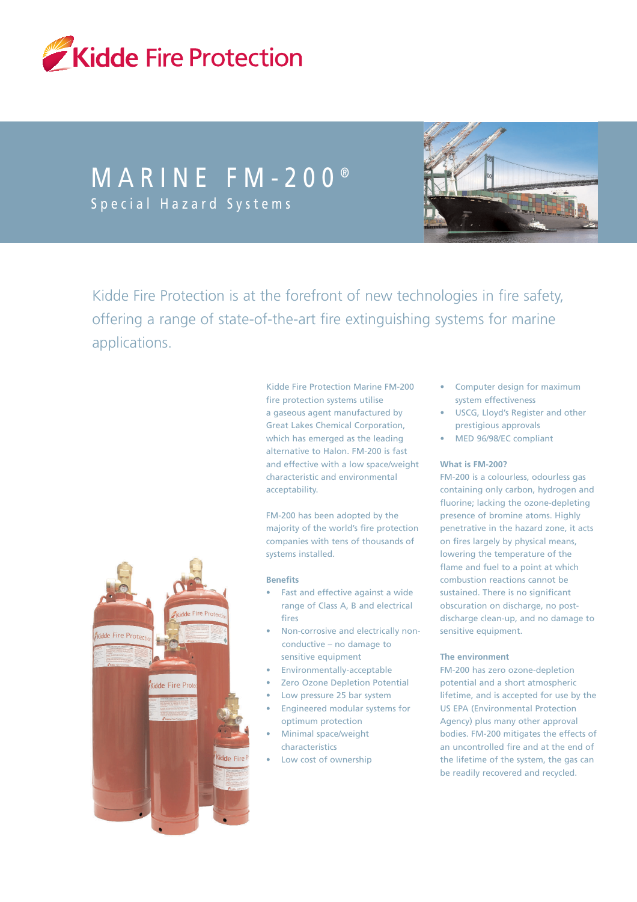Kidde Fire Protection

# MARINE FM-200®

## Special Hazard Systems

Kidde Fire Protection is at the forefront of new technologies in fire safety, offering a range of state-of-the-art fire extinguishing systems for marine applications.

Kidde Fire Protection Marine FM-200 fire protection systems utilise a gaseous agent manufactured by Great Lakes Chemical Corporation, which has emerged as the leading alternative to Halon. FM-200 is fast and effective with a low space/weight characteristic and environmental acceptability.

FM-200 has been adopted by the majority of the world's fire protection companies with tens of thousands of systems installed.

### Benefits

- Fast and effective against a wide range of Class A, B and electrical fires
- Non-corrosive and electrically non-conductive – no damage to sensitive equipment
- Environmentally-acceptable
- Zero Ozone Depletion Potential
- Low pressure 25 bar system
- Engineered modular systems for optimum protection
- Minimal space/weight characteristics
- Low cost of ownership
- Computer design for maximum system effectiveness
- USCG, Lloyd's Register and other prestigious approvals
- MED 96/98/EC compliant

### What is FM-200?

FM-200 is a colourless, odourless gas containing only carbon, hydrogen and fluorine; lacking the ozone-depleting presence of bromine atoms. Highly penetrative in the hazard zone, it acts on fires largely by physical means, lowering the temperature of the flame and fuel to a point at which combustion reactions cannot be sustained. There is no significant obscuration on discharge, no post-discharge clean-up, and no damage to sensitive equipment.

### The environment

FM-200 has zero ozone-depletion potential and a short atmospheric lifetime, and is accepted for use by the US EPA (Environmental Protection Agency) plus many other approval bodies. FM-200 mitigates the effects of an uncontrolled fire and at the end of the lifetime of the system, the gas can be readily recovered and recycled.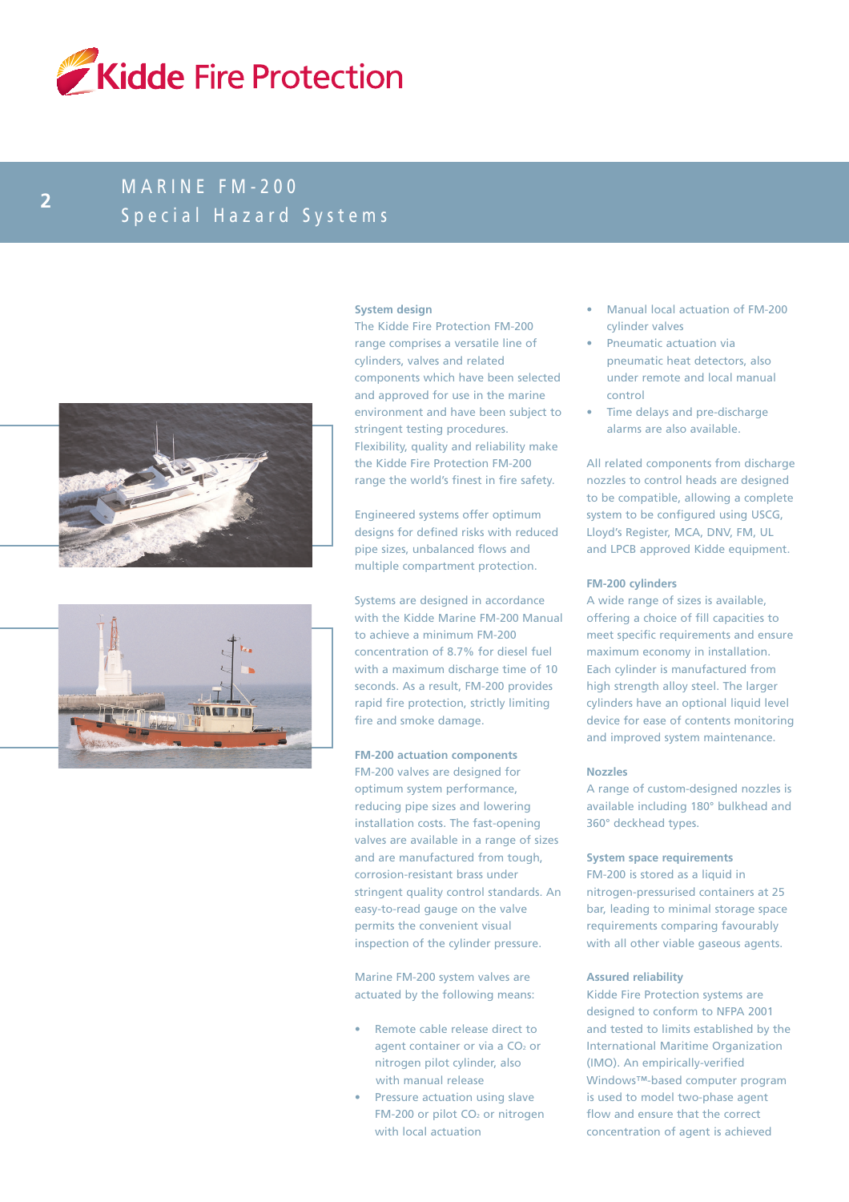# MARINE FM-200

## Special Hazard Systems

### System design

The Kidde Fire Protection FM-200 range comprises a versatile line of cylinders, valves and related components which have been selected and approved for use in the marine environment and have been subject to stringent testing procedures. Flexibility, quality and reliability make the Kidde Fire Protection FM-200 range the world's finest in fire safety.

Engineered systems offer optimum designs for defined risks with reduced pipe sizes, unbalanced flows and multiple compartment protection.

Systems are designed in accordance with the Kidde Marine FM-200 Manual to achieve a minimum FM-200 concentration of 8.7% for diesel fuel with a maximum discharge time of 10 seconds. As a result, FM-200 provides rapid fire protection, strictly limiting fire and smoke damage.

### FM-200 actuation components

FM-200 valves are designed for optimum system performance, reducing pipe sizes and lowering installation costs. The fast-opening valves are available in a range of sizes and are manufactured from tough, corrosion-resistant brass under stringent quality control standards. An easy-to-read gauge on the valve permits the convenient visual inspection of the cylinder pressure.

Marine FM-200 system valves are actuated by the following means:

- Remote cable release direct to agent container or via a $CO_2$ or nitrogen pilot cylinder, also with manual release
- Pressure actuation using slave FM-200 or pilot $CO_2$ or nitrogen with local actuation
- Manual local actuation of FM-200 cylinder valves
- Pneumatic actuation via pneumatic heat detectors, also under remote and local manual control
- Time delays and pre-discharge alarms are also available.

All related components from discharge nozzles to control heads are designed to be compatible, allowing a complete system to be configured using USCG, Lloyd's Register, MCA, DNV, FM, UL and LPCB approved Kidde equipment.

### FM-200 cylinders

A wide range of sizes is available, offering a choice of fill capacities to meet specific requirements and ensure maximum economy in installation. Each cylinder is manufactured from high strength alloy steel. The larger cylinders have an optional liquid level device for ease of contents monitoring and improved system maintenance.

### Nozzles

A range of custom-designed nozzles is available including 180° bulkhead and 360° deckhead types.

### System space requirements

FM-200 is stored as a liquid in nitrogen-pressurised containers at 25 bar, leading to minimal storage space requirements comparing favourably with all other viable gaseous agents.

### Assured reliability

Kidde Fire Protection systems are designed to conform to NFPA 2001 and tested to limits established by the International Maritime Organization (IMO). An empirically-verified Windows™-based computer program is used to model two-phase agent flow and ensure that the correct concentration of agent is achieved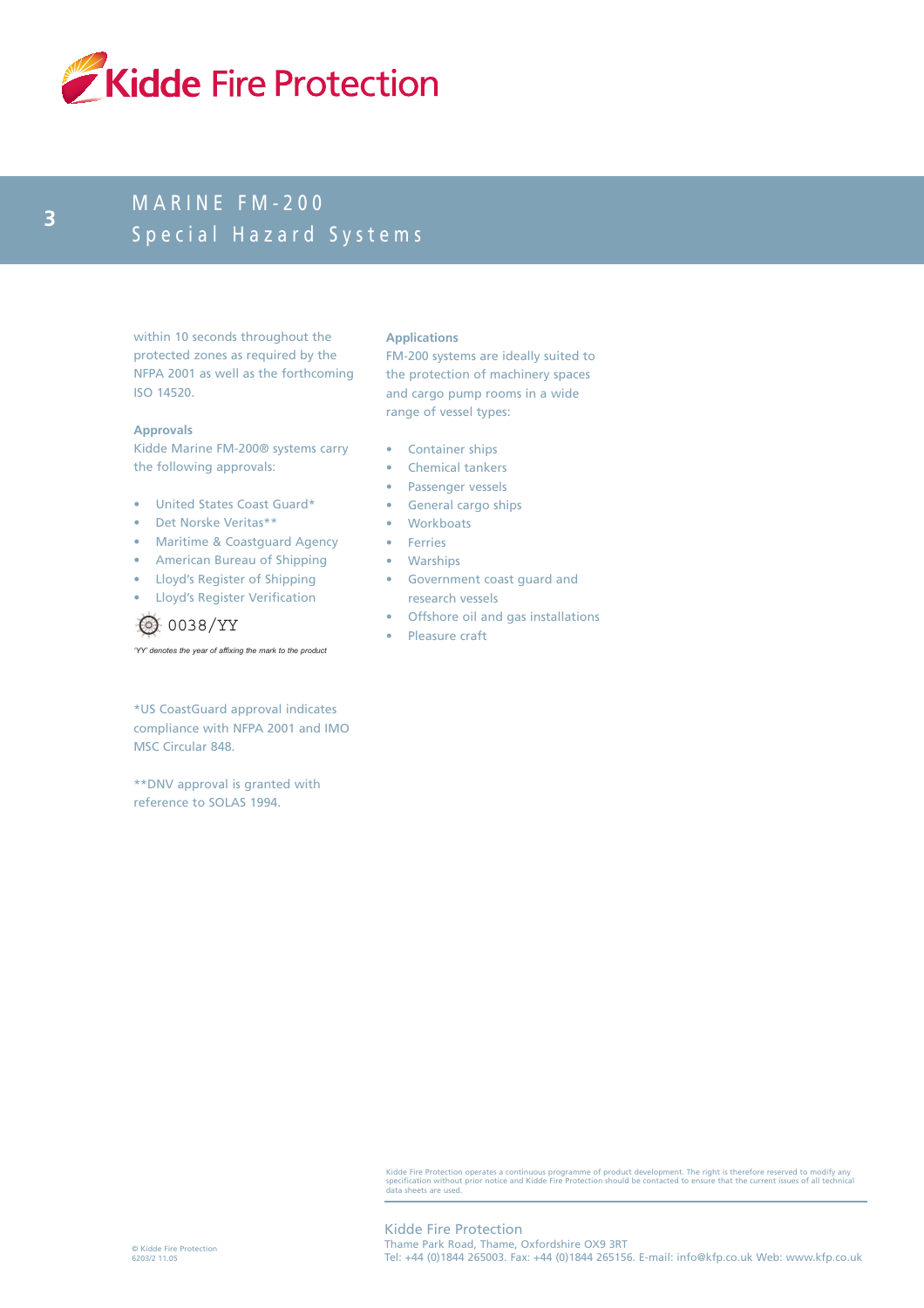# Kidde Fire Protection

## MARINE FM-200
## Special Hazard Systems

within 10 seconds throughout the protected zones as required by the NFPA 2001 as well as the forthcoming ISO 14520.

**Approvals**

Kidde Marine FM-200® systems carry the following approvals:

- United States Coast Guard*
- Det Norske Veritas**
- Maritime & Coastguard Agency
- American Bureau of Shipping
- Lloyd's Register of Shipping
- Lloyd's Register Verification

0038/YY

*'YY' denotes the year of affixing the mark to the product*

*US CoastGuard approval indicates compliance with NFPA 2001 and IMO MSC Circular 848.

**DNV approval is granted with reference to SOLAS 1994.

**Applications**

FM-200 systems are ideally suited to the protection of machinery spaces and cargo pump rooms in a wide range of vessel types:

- Container ships
- Chemical tankers
- Passenger vessels
- General cargo ships
- Workboats
- Ferries
- Warships
- Government coast guard and research vessels
- Offshore oil and gas installations
- Pleasure craft

Kidde Fire Protection operates a continuous programme of product development. The right is therefore reserved to modify any specification without prior notice and Kidde Fire Protection should be contacted to ensure that the current issues of all technical data sheets are used.

Kidde Fire Protection
Thame Park Road, Thame, Oxfordshire OX9 3RT
Tel: +44 (0)1844 265003. Fax: +44 (0)1844 265156. E-mail: info@kfp.co.uk Web: www.kfp.co.uk

© Kidde Fire Protection
6203/2 11.05